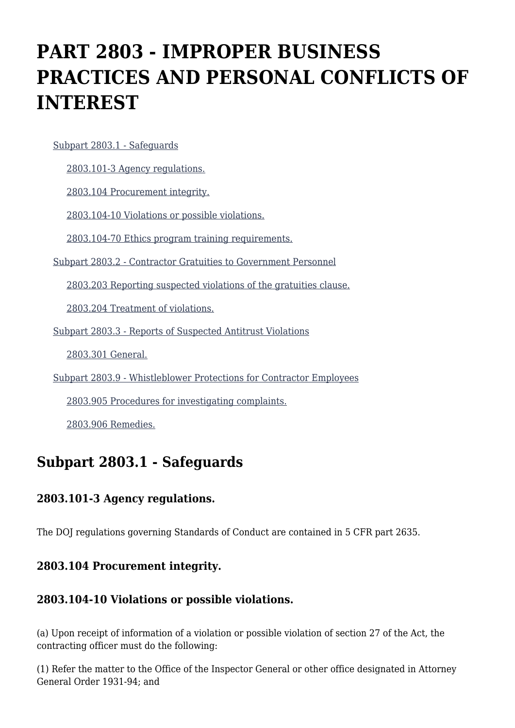# PART 2803 - IMPROPER BUSINESS PRACTICES AND PERSONAL CONFLICTS OF INTEREST

- Subpart 2803.1 - Safeguards
  - 2803.101-3 Agency regulations.
  - 2803.104 Procurement integrity.
  - 2803.104-10 Violations or possible violations.
  - 2803.104-70 Ethics program training requirements.
- Subpart 2803.2 - Contractor Gratuities to Government Personnel
  - 2803.203 Reporting suspected violations of the gratuities clause.
  - 2803.204 Treatment of violations.
- Subpart 2803.3 - Reports of Suspected Antitrust Violations
  - 2803.301 General.
- Subpart 2803.9 - Whistleblower Protections for Contractor Employees
  - 2803.905 Procedures for investigating complaints.
  - 2803.906 Remedies.

## Subpart 2803.1 - Safeguards

### 2803.101-3 Agency regulations.

The DOJ regulations governing Standards of Conduct are contained in 5 CFR part 2635.

### 2803.104 Procurement integrity.

### 2803.104-10 Violations or possible violations.

(a) Upon receipt of information of a violation or possible violation of section 27 of the Act, the contracting officer must do the following:

(1) Refer the matter to the Office of the Inspector General or other office designated in Attorney General Order 1931-94; and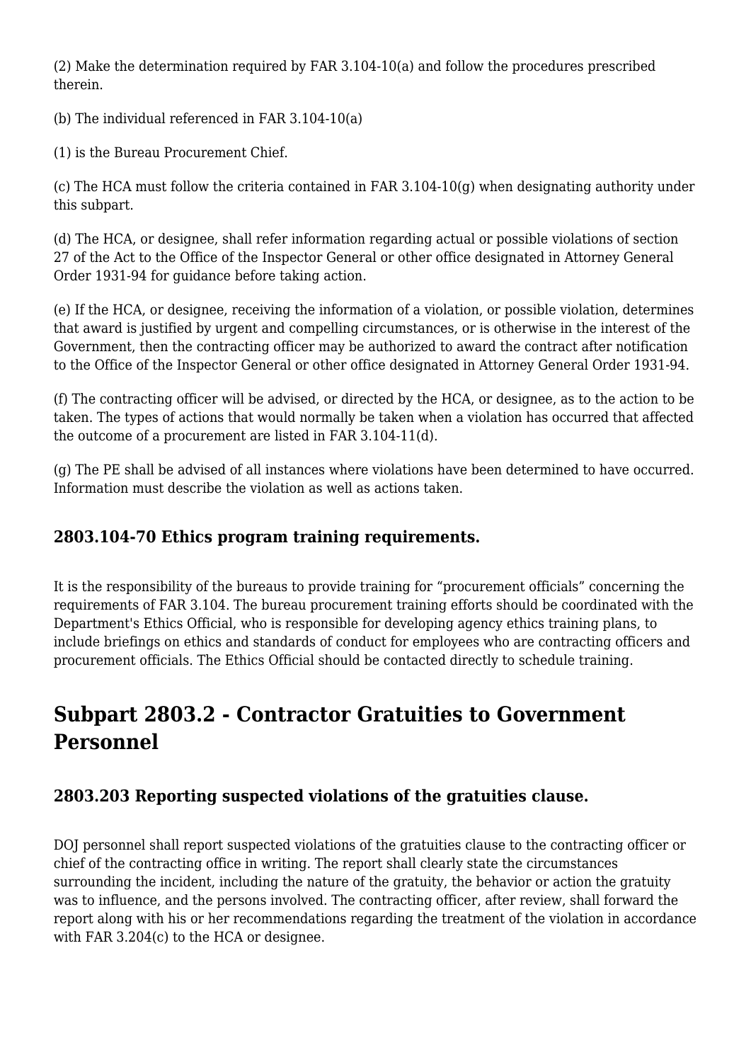(2) Make the determination required by FAR 3.104-10(a) and follow the procedures prescribed therein.

(b) The individual referenced in FAR 3.104-10(a)

(1) is the Bureau Procurement Chief.

(c) The HCA must follow the criteria contained in FAR 3.104-10(g) when designating authority under this subpart.

(d) The HCA, or designee, shall refer information regarding actual or possible violations of section 27 of the Act to the Office of the Inspector General or other office designated in Attorney General Order 1931-94 for guidance before taking action.

(e) If the HCA, or designee, receiving the information of a violation, or possible violation, determines that award is justified by urgent and compelling circumstances, or is otherwise in the interest of the Government, then the contracting officer may be authorized to award the contract after notification to the Office of the Inspector General or other office designated in Attorney General Order 1931-94.

(f) The contracting officer will be advised, or directed by the HCA, or designee, as to the action to be taken. The types of actions that would normally be taken when a violation has occurred that affected the outcome of a procurement are listed in FAR 3.104-11(d).

(g) The PE shall be advised of all instances where violations have been determined to have occurred. Information must describe the violation as well as actions taken.

### 2803.104-70 Ethics program training requirements.

It is the responsibility of the bureaus to provide training for "procurement officials" concerning the requirements of FAR 3.104. The bureau procurement training efforts should be coordinated with the Department's Ethics Official, who is responsible for developing agency ethics training plans, to include briefings on ethics and standards of conduct for employees who are contracting officers and procurement officials. The Ethics Official should be contacted directly to schedule training.

## Subpart 2803.2 - Contractor Gratuities to Government Personnel

### 2803.203 Reporting suspected violations of the gratuities clause.

DOJ personnel shall report suspected violations of the gratuities clause to the contracting officer or chief of the contracting office in writing. The report shall clearly state the circumstances surrounding the incident, including the nature of the gratuity, the behavior or action the gratuity was to influence, and the persons involved. The contracting officer, after review, shall forward the report along with his or her recommendations regarding the treatment of the violation in accordance with FAR 3.204(c) to the HCA or designee.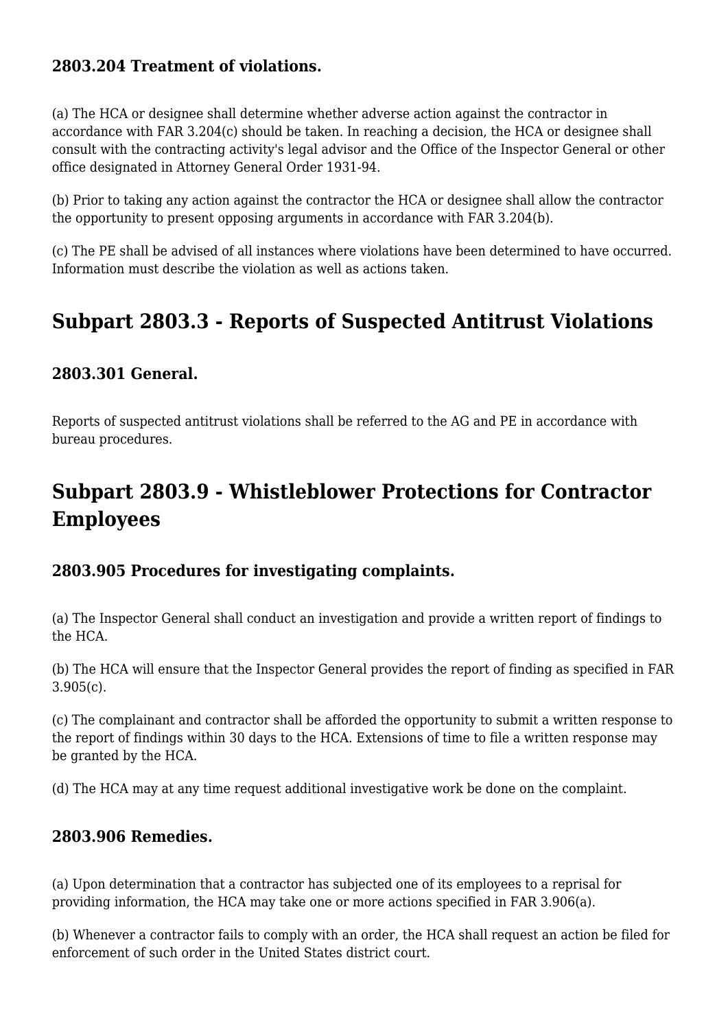### 2803.204 Treatment of violations.

(a) The HCA or designee shall determine whether adverse action against the contractor in accordance with FAR 3.204(c) should be taken. In reaching a decision, the HCA or designee shall consult with the contracting activity's legal advisor and the Office of the Inspector General or other office designated in Attorney General Order 1931-94.

(b) Prior to taking any action against the contractor the HCA or designee shall allow the contractor the opportunity to present opposing arguments in accordance with FAR 3.204(b).

(c) The PE shall be advised of all instances where violations have been determined to have occurred. Information must describe the violation as well as actions taken.

## Subpart 2803.3 - Reports of Suspected Antitrust Violations

### 2803.301 General.

Reports of suspected antitrust violations shall be referred to the AG and PE in accordance with bureau procedures.

## Subpart 2803.9 - Whistleblower Protections for Contractor Employees

### 2803.905 Procedures for investigating complaints.

(a) The Inspector General shall conduct an investigation and provide a written report of findings to the HCA.

(b) The HCA will ensure that the Inspector General provides the report of finding as specified in FAR 3.905(c).

(c) The complainant and contractor shall be afforded the opportunity to submit a written response to the report of findings within 30 days to the HCA. Extensions of time to file a written response may be granted by the HCA.

(d) The HCA may at any time request additional investigative work be done on the complaint.

### 2803.906 Remedies.

(a) Upon determination that a contractor has subjected one of its employees to a reprisal for providing information, the HCA may take one or more actions specified in FAR 3.906(a).

(b) Whenever a contractor fails to comply with an order, the HCA shall request an action be filed for enforcement of such order in the United States district court.